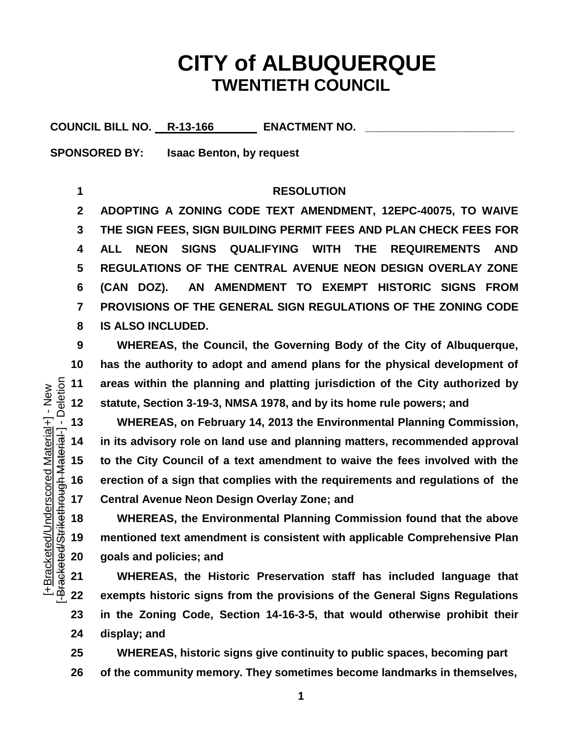# CITY of ALBUQUERQUE
## TWENTIETH COUNCIL

**COUNCIL BILL NO.** R-13-166 **ENACTMENT NO.** ________________________

**SPONSORED BY:** Isaac Benton, by request

**RESOLUTION**

**ADOPTING A ZONING CODE TEXT AMENDMENT, 12EPC-40075, TO WAIVE THE SIGN FEES, SIGN BUILDING PERMIT FEES AND PLAN CHECK FEES FOR ALL NEON SIGNS QUALIFYING WITH THE REQUIREMENTS AND REGULATIONS OF THE CENTRAL AVENUE NEON DESIGN OVERLAY ZONE (CAN DOZ). AN AMENDMENT TO EXEMPT HISTORIC SIGNS FROM PROVISIONS OF THE GENERAL SIGN REGULATIONS OF THE ZONING CODE IS ALSO INCLUDED.**

WHEREAS, the Council, the Governing Body of the City of Albuquerque, has the authority to adopt and amend plans for the physical development of areas within the planning and platting jurisdiction of the City authorized by statute, Section 3-19-3, NMSA 1978, and by its home rule powers; and

WHEREAS, on February 14, 2013 the Environmental Planning Commission, in its advisory role on land use and planning matters, recommended approval to the City Council of a text amendment to waive the fees involved with the erection of a sign that complies with the requirements and regulations of the Central Avenue Neon Design Overlay Zone; and

WHEREAS, the Environmental Planning Commission found that the above mentioned text amendment is consistent with applicable Comprehensive Plan goals and policies; and

WHEREAS, the Historic Preservation staff has included language that exempts historic signs from the provisions of the General Signs Regulations in the Zoning Code, Section 14-16-3-5, that would otherwise prohibit their display; and

WHEREAS, historic signs give continuity to public spaces, becoming part of the community memory. They sometimes become landmarks in themselves,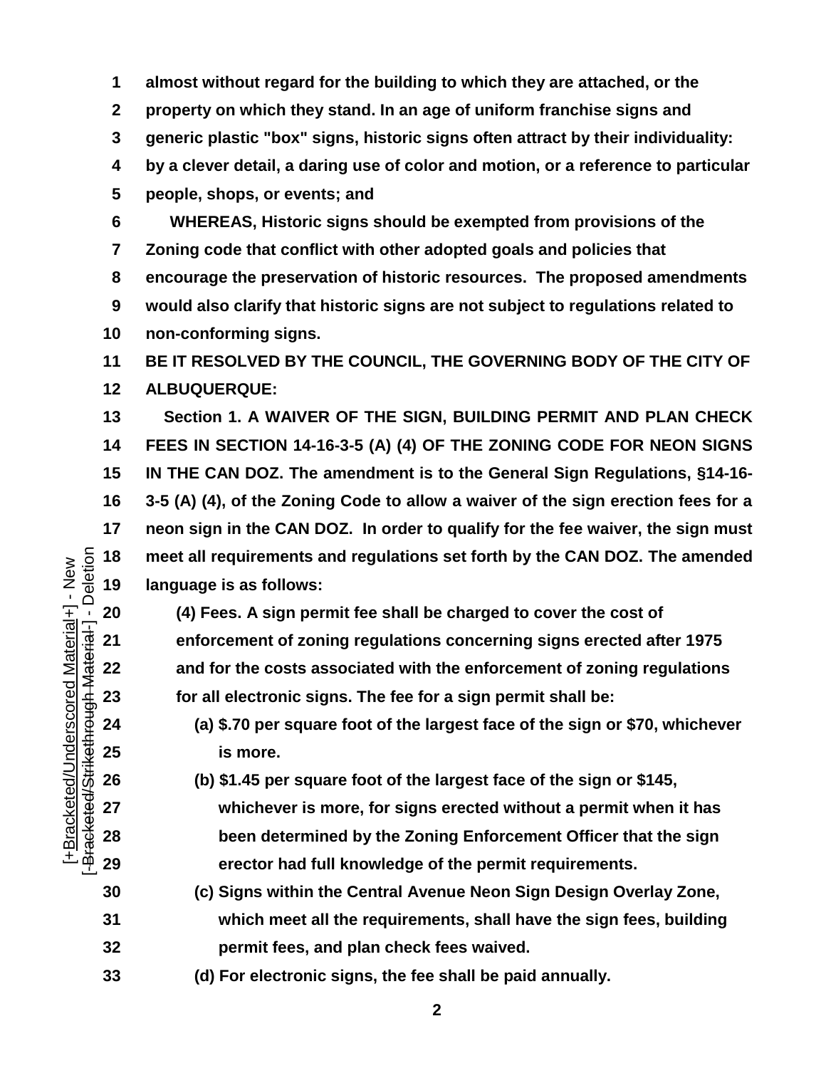almost without regard for the building to which they are attached, or the property on which they stand. In an age of uniform franchise signs and generic plastic "box" signs, historic signs often attract by their individuality: by a clever detail, a daring use of color and motion, or a reference to particular people, shops, or events; and

WHEREAS, Historic signs should be exempted from provisions of the Zoning code that conflict with other adopted goals and policies that encourage the preservation of historic resources. The proposed amendments would also clarify that historic signs are not subject to regulations related to non-conforming signs.

**BE IT RESOLVED BY THE COUNCIL, THE GOVERNING BODY OF THE CITY OF ALBUQUERQUE:**

Section 1. A WAIVER OF THE SIGN, BUILDING PERMIT AND PLAN CHECK FEES IN SECTION 14-16-3-5 (A) (4) OF THE ZONING CODE FOR NEON SIGNS IN THE CAN DOZ. The amendment is to the General Sign Regulations, §14-16-3-5 (A) (4), of the Zoning Code to allow a waiver of the sign erection fees for a neon sign in the CAN DOZ. In order to qualify for the fee waiver, the sign must meet all requirements and regulations set forth by the CAN DOZ. The amended language is as follows:

(4) Fees. A sign permit fee shall be charged to cover the cost of enforcement of zoning regulations concerning signs erected after 1975 and for the costs associated with the enforcement of zoning regulations for all electronic signs. The fee for a sign permit shall be:

(a) $.70 per square foot of the largest face of the sign or $70, whichever is more.

(b) $1.45 per square foot of the largest face of the sign or $145, whichever is more, for signs erected without a permit when it has been determined by the Zoning Enforcement Officer that the sign erector had full knowledge of the permit requirements.

(c) Signs within the Central Avenue Neon Sign Design Overlay Zone, which meet all the requirements, shall have the sign fees, building permit fees, and plan check fees waived.

(d) For electronic signs, the fee shall be paid annually.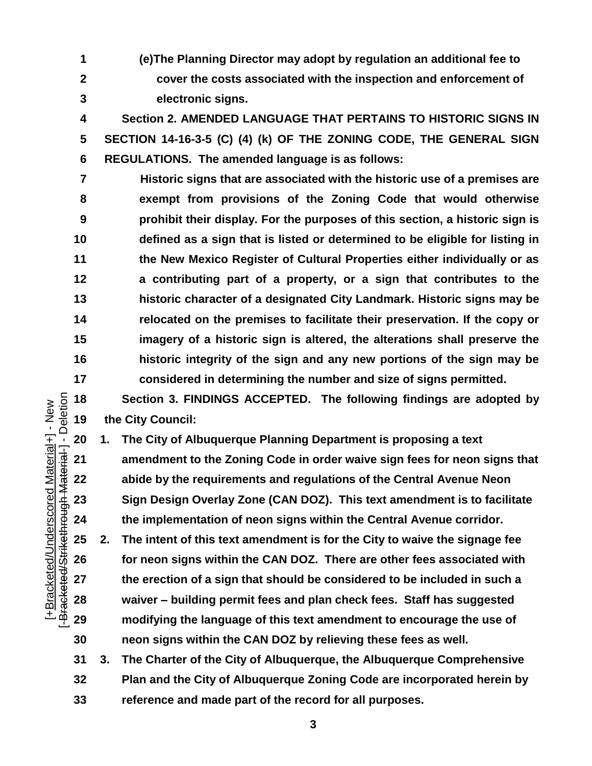**(e)The Planning Director may adopt by regulation an additional fee to cover the costs associated with the inspection and enforcement of electronic signs.**

**Section 2. AMENDED LANGUAGE THAT PERTAINS TO HISTORIC SIGNS IN SECTION 14-16-3-5 (C) (4) (k) OF THE ZONING CODE, THE GENERAL SIGN REGULATIONS. The amended language is as follows:**

**Historic signs that are associated with the historic use of a premises are exempt from provisions of the Zoning Code that would otherwise prohibit their display. For the purposes of this section, a historic sign is defined as a sign that is listed or determined to be eligible for listing in the New Mexico Register of Cultural Properties either individually or as a contributing part of a property, or a sign that contributes to the historic character of a designated City Landmark. Historic signs may be relocated on the premises to facilitate their preservation. If the copy or imagery of a historic sign is altered, the alterations shall preserve the historic integrity of the sign and any new portions of the sign may be considered in determining the number and size of signs permitted.**

**Section 3. FINDINGS ACCEPTED. The following findings are adopted by the City Council:**

1. **The City of Albuquerque Planning Department is proposing a text amendment to the Zoning Code in order waive sign fees for neon signs that abide by the requirements and regulations of the Central Avenue Neon Sign Design Overlay Zone (CAN DOZ). This text amendment is to facilitate the implementation of neon signs within the Central Avenue corridor.**
2. **The intent of this text amendment is for the City to waive the signage fee for neon signs within the CAN DOZ. There are other fees associated with the erection of a sign that should be considered to be included in such a waiver – building permit fees and plan check fees. Staff has suggested modifying the language of this text amendment to encourage the use of neon signs within the CAN DOZ by relieving these fees as well.**
3. **The Charter of the City of Albuquerque, the Albuquerque Comprehensive Plan and the City of Albuquerque Zoning Code are incorporated herein by reference and made part of the record for all purposes.**

[+Bracketed/Underscored Material+] - New
[-Bracketed/Strikethrough Material-] - Deletion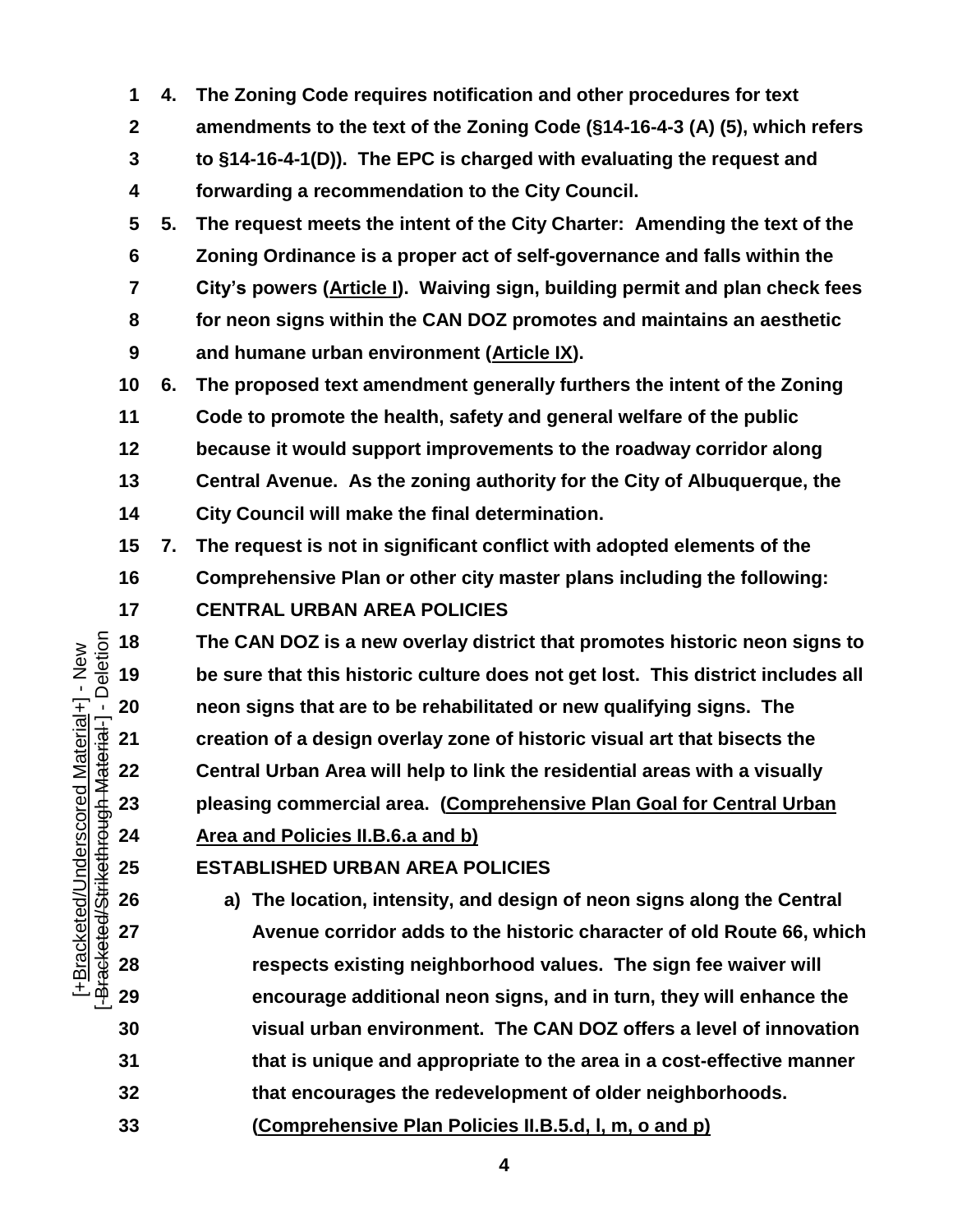**4. The Zoning Code requires notification and other procedures for text amendments to the text of the Zoning Code (§14-16-4-3 (A) (5), which refers to §14-16-4-1(D)). The EPC is charged with evaluating the request and forwarding a recommendation to the City Council.**

**5. The request meets the intent of the City Charter: Amending the text of the Zoning Ordinance is a proper act of self-governance and falls within the City's powers (<u>Article I</u>). Waiving sign, building permit and plan check fees for neon signs within the CAN DOZ promotes and maintains an aesthetic and humane urban environment (<u>Article IX</u>).**

**6. The proposed text amendment generally furthers the intent of the Zoning Code to promote the health, safety and general welfare of the public because it would support improvements to the roadway corridor along Central Avenue. As the zoning authority for the City of Albuquerque, the City Council will make the final determination.**

**7. The request is not in significant conflict with adopted elements of the Comprehensive Plan or other city master plans including the following:**

**CENTRAL URBAN AREA POLICIES**

**The CAN DOZ is a new overlay district that promotes historic neon signs to be sure that this historic culture does not get lost. This district includes all neon signs that are to be rehabilitated or new qualifying signs. The creation of a design overlay zone of historic visual art that bisects the Central Urban Area will help to link the residential areas with a visually pleasing commercial area. (<u>Comprehensive Plan Goal for Central Urban Area and Policies II.B.6.a and b)</u>**

**ESTABLISHED URBAN AREA POLICIES**

**a) The location, intensity, and design of neon signs along the Central Avenue corridor adds to the historic character of old Route 66, which respects existing neighborhood values. The sign fee waiver will encourage additional neon signs, and in turn, they will enhance the visual urban environment. The CAN DOZ offers a level of innovation that is unique and appropriate to the area in a cost-effective manner that encourages the redevelopment of older neighborhoods. (<u>Comprehensive Plan Policies II.B.5.d, l, m, o and p)</u>**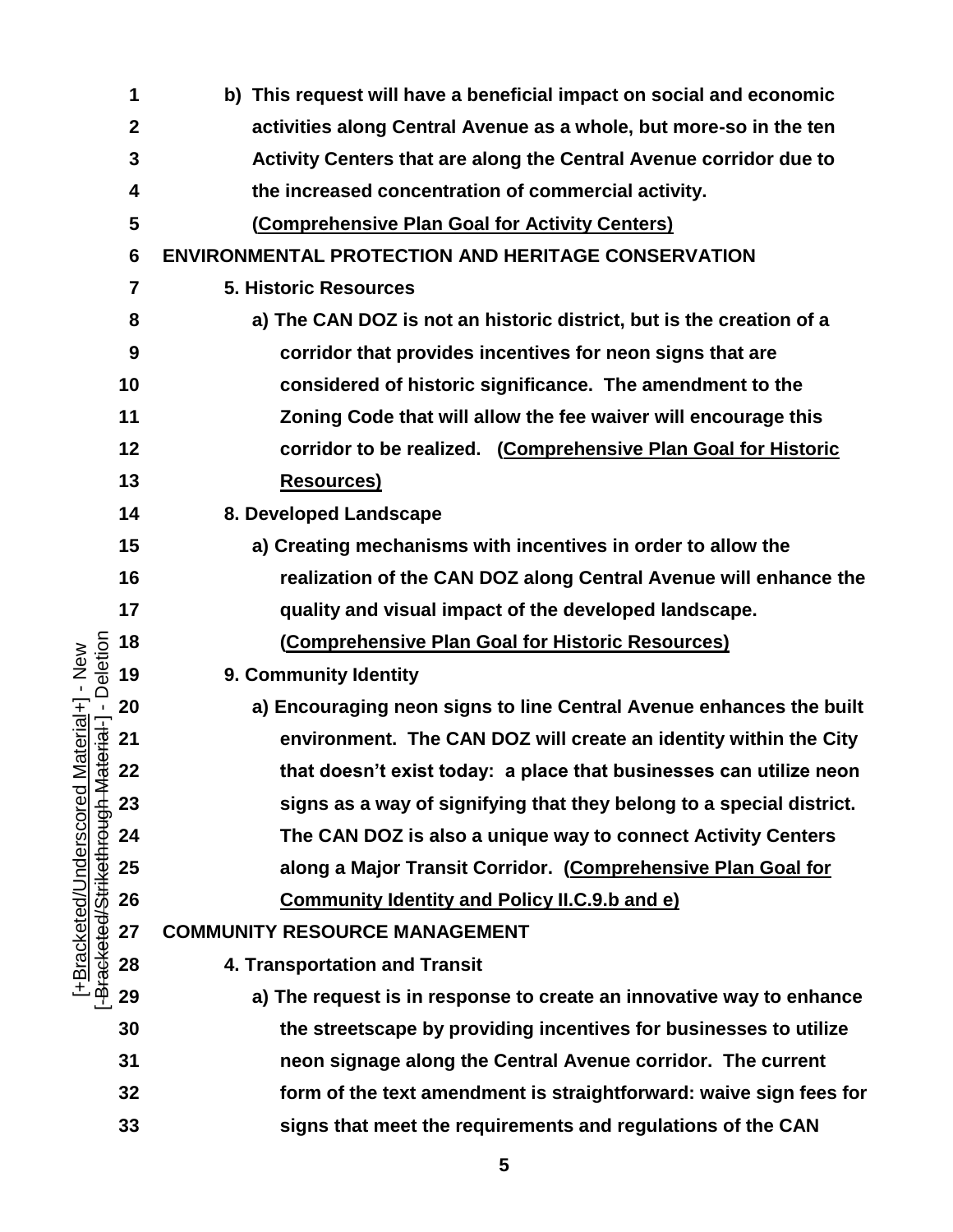**b) This request will have a beneficial impact on social and economic activities along Central Avenue as a whole, but more-so in the ten Activity Centers that are along the Central Avenue corridor due to the increased concentration of commercial activity. <u>(Comprehensive Plan Goal for Activity Centers)</u>**

**ENVIRONMENTAL PROTECTION AND HERITAGE CONSERVATION**

**5. Historic Resources**

**a) The CAN DOZ is not an historic district, but is the creation of a corridor that provides incentives for neon signs that are considered of historic significance. The amendment to the Zoning Code that will allow the fee waiver will encourage this corridor to be realized. <u>(Comprehensive Plan Goal for Historic Resources)</u>**

**8. Developed Landscape**

**a) Creating mechanisms with incentives in order to allow the realization of the CAN DOZ along Central Avenue will enhance the quality and visual impact of the developed landscape. <u>(Comprehensive Plan Goal for Historic Resources)</u>**

**9. Community Identity**

**a) Encouraging neon signs to line Central Avenue enhances the built environment. The CAN DOZ will create an identity within the City that doesn't exist today: a place that businesses can utilize neon signs as a way of signifying that they belong to a special district. The CAN DOZ is also a unique way to connect Activity Centers along a Major Transit Corridor. <u>(Comprehensive Plan Goal for Community Identity and Policy II.C.9.b and e)</u>**

**COMMUNITY RESOURCE MANAGEMENT**

**4. Transportation and Transit**

**a) The request is in response to create an innovative way to enhance the streetscape by providing incentives for businesses to utilize neon signage along the Central Avenue corridor. The current form of the text amendment is straightforward: waive sign fees for signs that meet the requirements and regulations of the CAN**

[+Bracketed/Underscored Material+] - New
[-Bracketed/Strikethrough Material-] - Deletion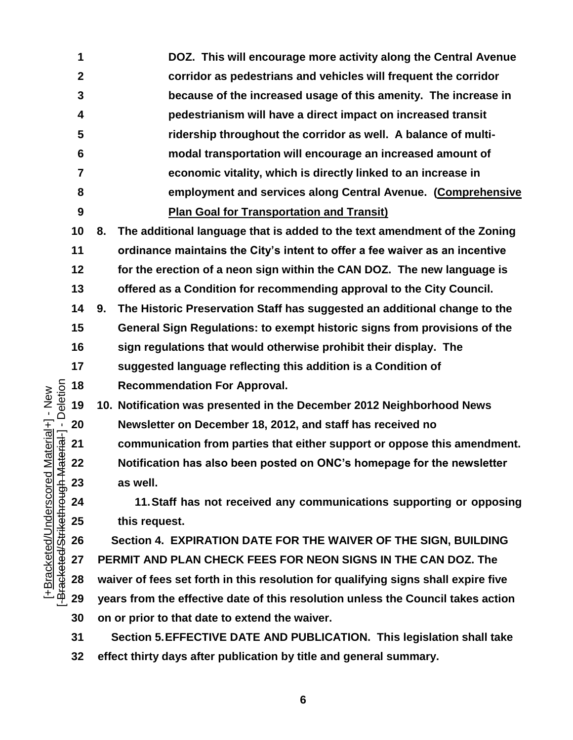**DOZ. This will encourage more activity along the Central Avenue corridor as pedestrians and vehicles will frequent the corridor because of the increased usage of this amenity. The increase in pedestrianism will have a direct impact on increased transit ridership throughout the corridor as well. A balance of multi-modal transportation will encourage an increased amount of economic vitality, which is directly linked to an increase in employment and services along Central Avenue. (Comprehensive Plan Goal for Transportation and Transit)**

**8. The additional language that is added to the text amendment of the Zoning ordinance maintains the City's intent to offer a fee waiver as an incentive for the erection of a neon sign within the CAN DOZ. The new language is offered as a Condition for recommending approval to the City Council.**

**9. The Historic Preservation Staff has suggested an additional change to the General Sign Regulations: to exempt historic signs from provisions of the sign regulations that would otherwise prohibit their display. The suggested language reflecting this addition is a Condition of Recommendation For Approval.**

**10. Notification was presented in the December 2012 Neighborhood News Newsletter on December 18, 2012, and staff has received no communication from parties that either support or oppose this amendment. Notification has also been posted on ONC's homepage for the newsletter as well.**

**11. Staff has not received any communications supporting or opposing this request.**

**Section 4. EXPIRATION DATE FOR THE WAIVER OF THE SIGN, BUILDING PERMIT AND PLAN CHECK FEES FOR NEON SIGNS IN THE CAN DOZ. The waiver of fees set forth in this resolution for qualifying signs shall expire five years from the effective date of this resolution unless the Council takes action on or prior to that date to extend the waiver.**

**Section 5. EFFECTIVE DATE AND PUBLICATION. This legislation shall take effect thirty days after publication by title and general summary.**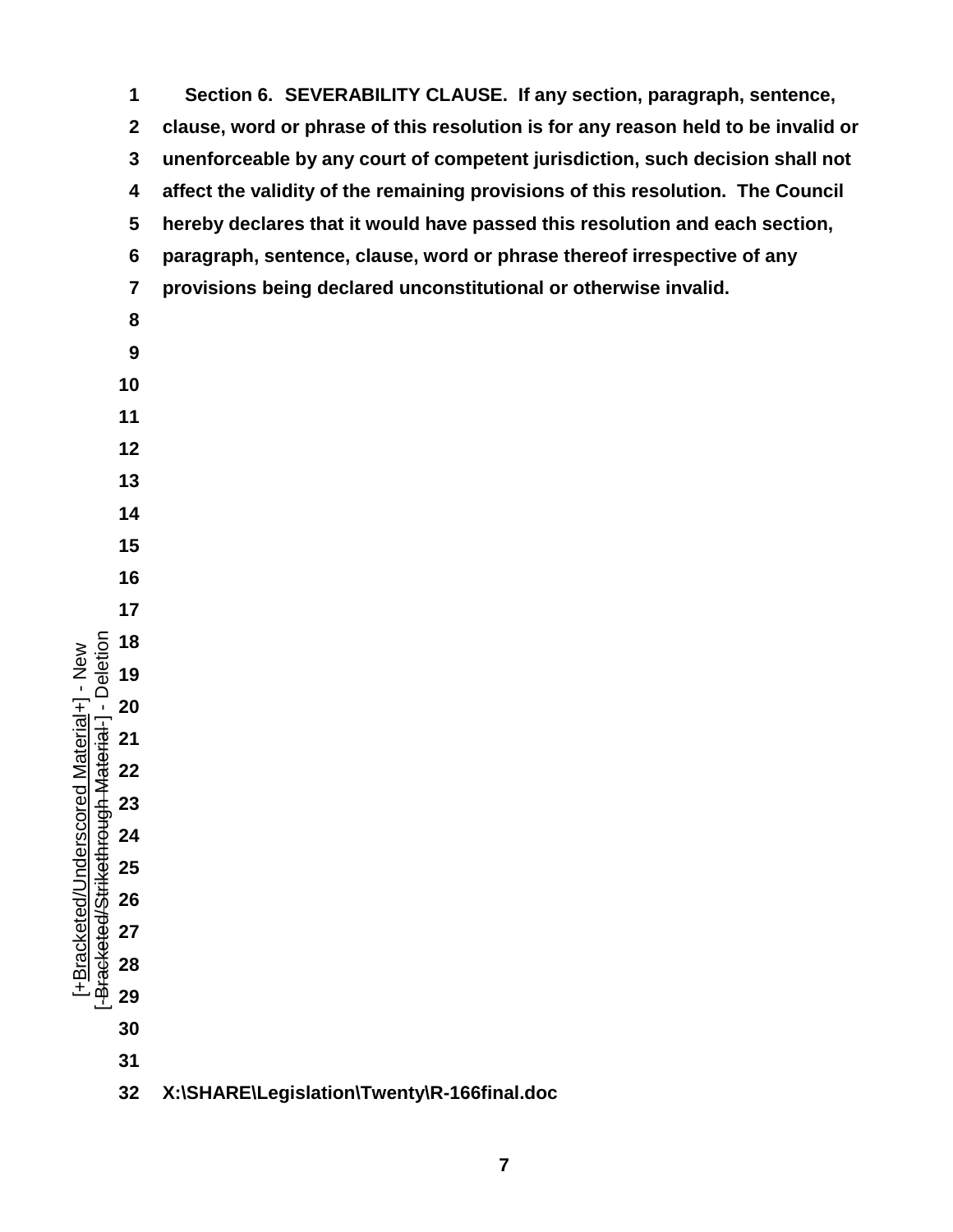**Section 6. SEVERABILITY CLAUSE. If any section, paragraph, sentence, clause, word or phrase of this resolution is for any reason held to be invalid or unenforceable by any court of competent jurisdiction, such decision shall not affect the validity of the remaining provisions of this resolution. The Council hereby declares that it would have passed this resolution and each section, paragraph, sentence, clause, word or phrase thereof irrespective of any provisions being declared unconstitutional or otherwise invalid.**

[+Bracketed/Underscored Material+] - New
[-Bracketed/Strikethrough Material-] - Deletion

**X:\SHARE\Legislation\Twenty\R-166final.doc**